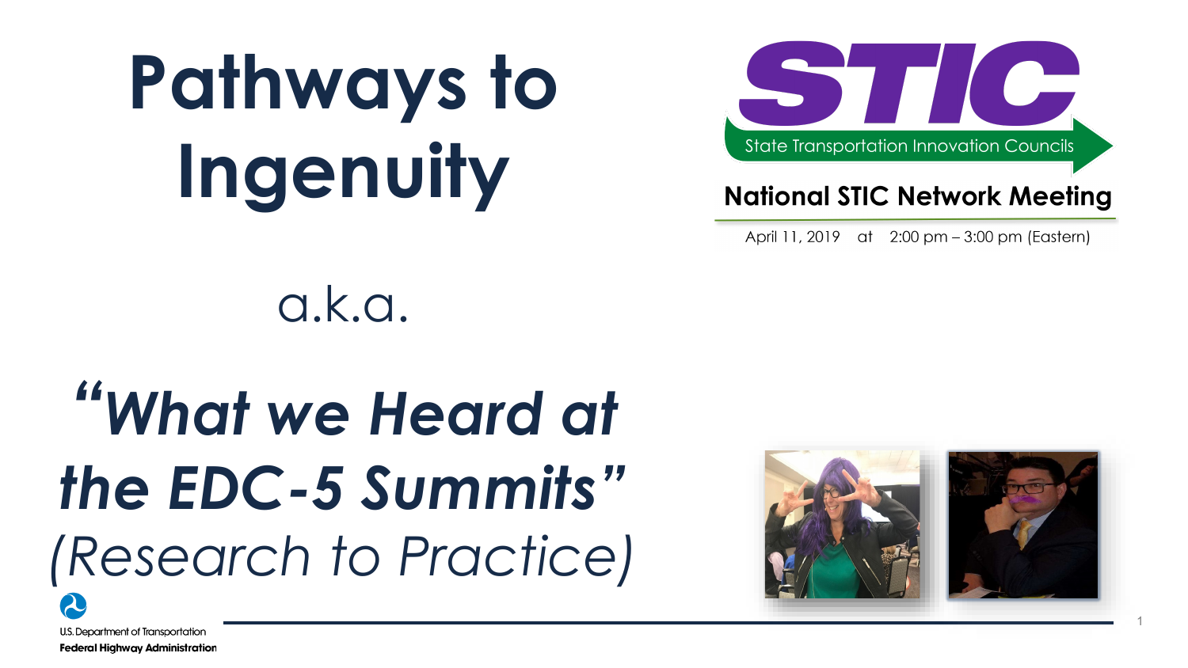# Pathways to Ingenuity

STIC

State Transportation Innovation Councils

**National STIC Network Meeting**

April 11, 2019 at 2:00 pm – 3:00 pm (Eastern)

a.k.a.

## ***"What we Heard at the EDC-5 Summits"***

*(Research to Practice)*

U.S. Department of Transportation

**Federal Highway Administration**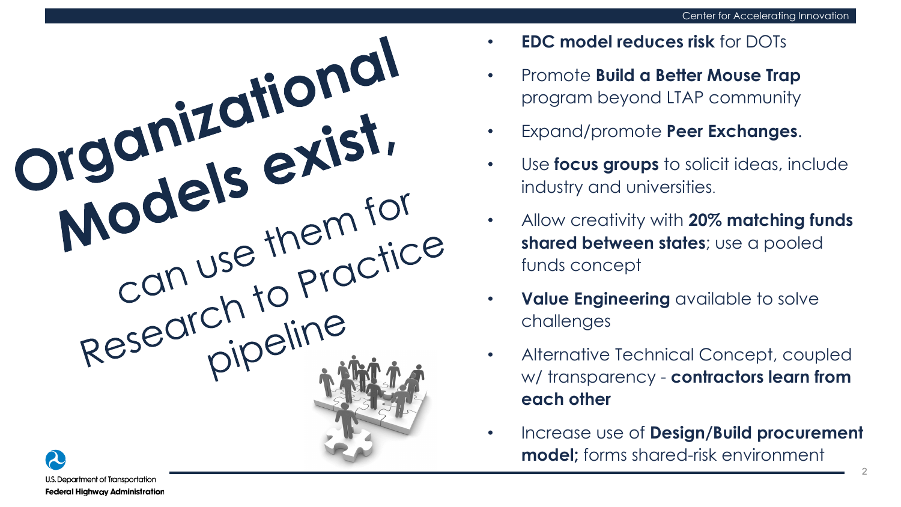# Organizational Models exist, can use them for Research to Practice pipeline

- **EDC model reduces risk** for DOTs
- Promote **Build a Better Mouse Trap** program beyond LTAP community
- Expand/promote **Peer Exchanges**.
- Use **focus groups** to solicit ideas, include industry and universities.
- Allow creativity with **20% matching funds shared between states**; use a pooled funds concept
- **Value Engineering** available to solve challenges
- Alternative Technical Concept, coupled w/ transparency - **contractors learn from each other**
- Increase use of **Design/Build procurement model;** forms shared-risk environment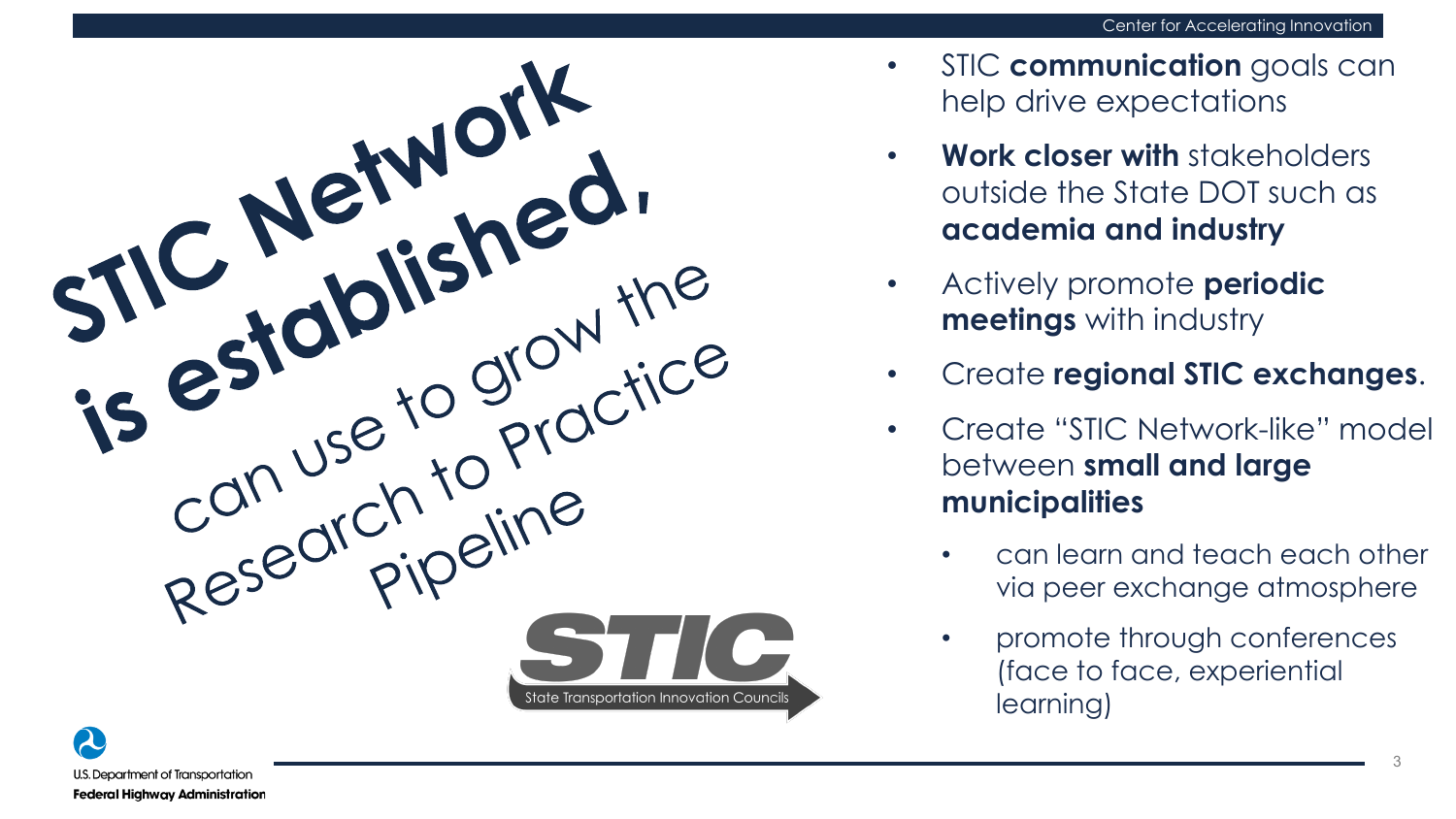# STIC Network is established, can use to grow the Research to Practice Pipeline

STIC
State Transportation Innovation Councils

- STIC **communication** goals can help drive expectations
- **Work closer with** stakeholders outside the State DOT such as **academia and industry**
- Actively promote **periodic meetings** with industry
- Create **regional STIC exchanges**.
- Create "STIC Network-like" model between **small and large municipalities**
  - can learn and teach each other via peer exchange atmosphere
  - promote through conferences (face to face, experiential learning)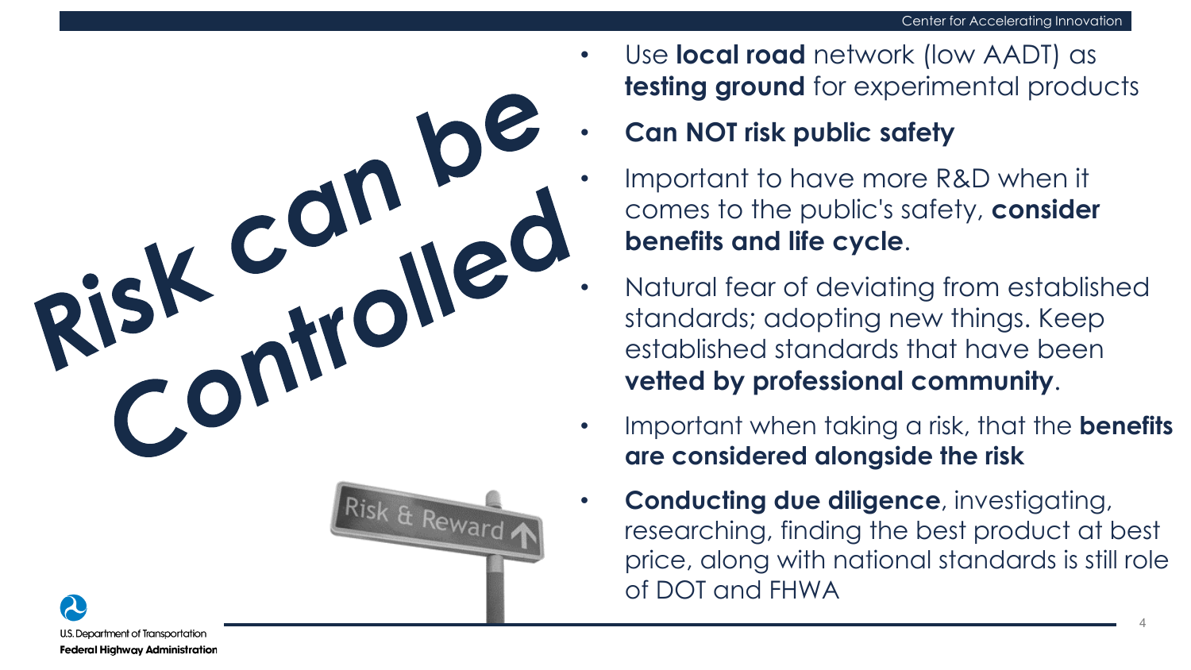# Risk can be Controlled

- Use **local road** network (low AADT) as **testing ground** for experimental products
- **Can NOT risk public safety**
- Important to have more R&D when it comes to the public's safety, **consider benefits and life cycle**.
- Natural fear of deviating from established standards; adopting new things. Keep established standards that have been **vetted by professional community**.
- Important when taking a risk, that the **benefits are considered alongside the risk**
- **Conducting due diligence**, investigating, researching, finding the best product at best price, along with national standards is still role of DOT and FHWA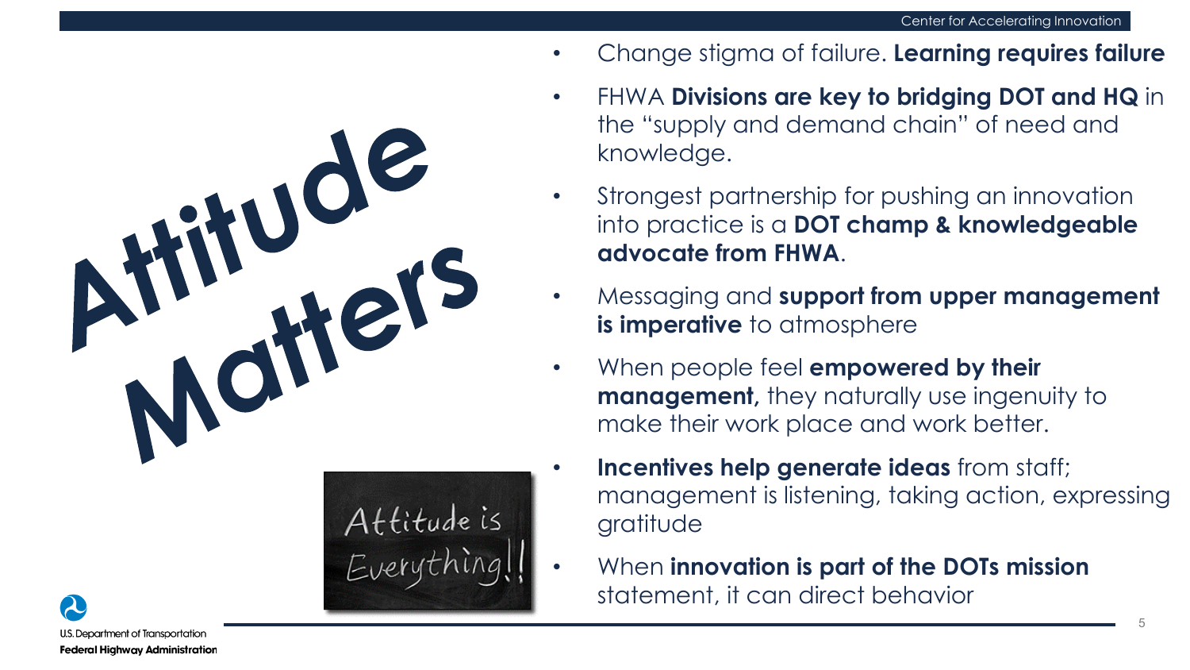# Attitude Matters

Attitude is Everything!!

- Change stigma of failure. **Learning requires failure**
- FHWA **Divisions are key to bridging DOT and HQ** in the "supply and demand chain" of need and knowledge.
- Strongest partnership for pushing an innovation into practice is a **DOT champ & knowledgeable advocate from FHWA**.
- Messaging and **support from upper management is imperative** to atmosphere
- When people feel **empowered by their management,** they naturally use ingenuity to make their work place and work better.
- **Incentives help generate ideas** from staff; management is listening, taking action, expressing gratitude
- When **innovation is part of the DOTs mission** statement, it can direct behavior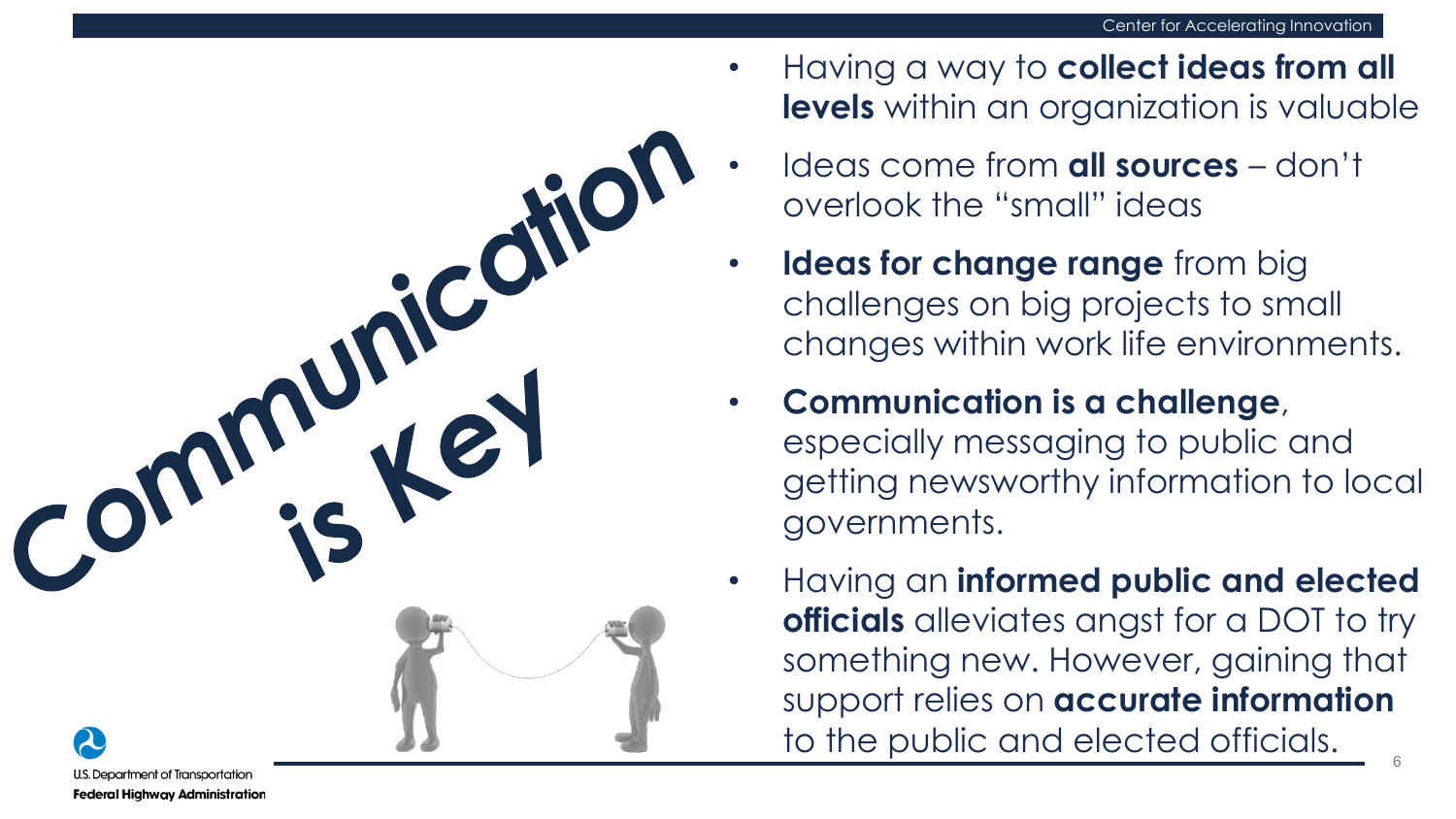# Communication is Key

- Having a way to **collect ideas from all levels** within an organization is valuable
- Ideas come from **all sources** – don't overlook the "small" ideas
- **Ideas for change range** from big challenges on big projects to small changes within work life environments.
- **Communication is a challenge**, especially messaging to public and getting newsworthy information to local governments.
- Having an **informed public and elected officials** alleviates angst for a DOT to try something new. However, gaining that support relies on **accurate information** to the public and elected officials.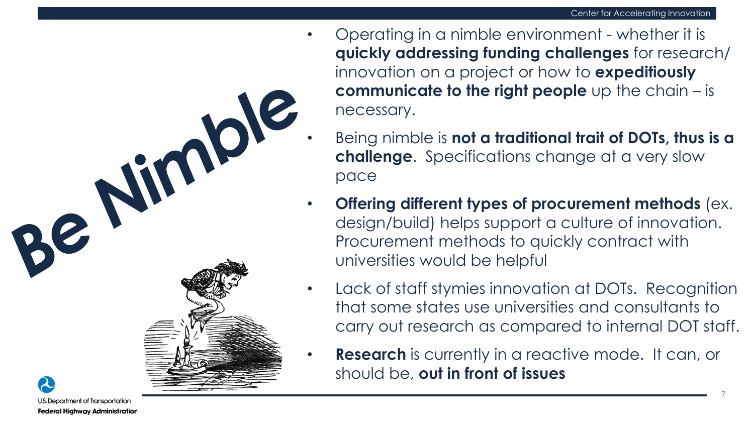# Be Nimble

- Operating in a nimble environment - whether it is **quickly addressing funding challenges** for research/ innovation on a project or how to **expeditiously communicate to the right people** up the chain – is necessary.
- Being nimble is **not a traditional trait of DOTs, thus is a challenge**. Specifications change at a very slow pace
- **Offering different types of procurement methods** (ex. design/build) helps support a culture of innovation. Procurement methods to quickly contract with universities would be helpful
- Lack of staff stymies innovation at DOTs. Recognition that some states use universities and consultants to carry out research as compared to internal DOT staff.
- **Research** is currently in a reactive mode. It can, or should be, **out in front of issues**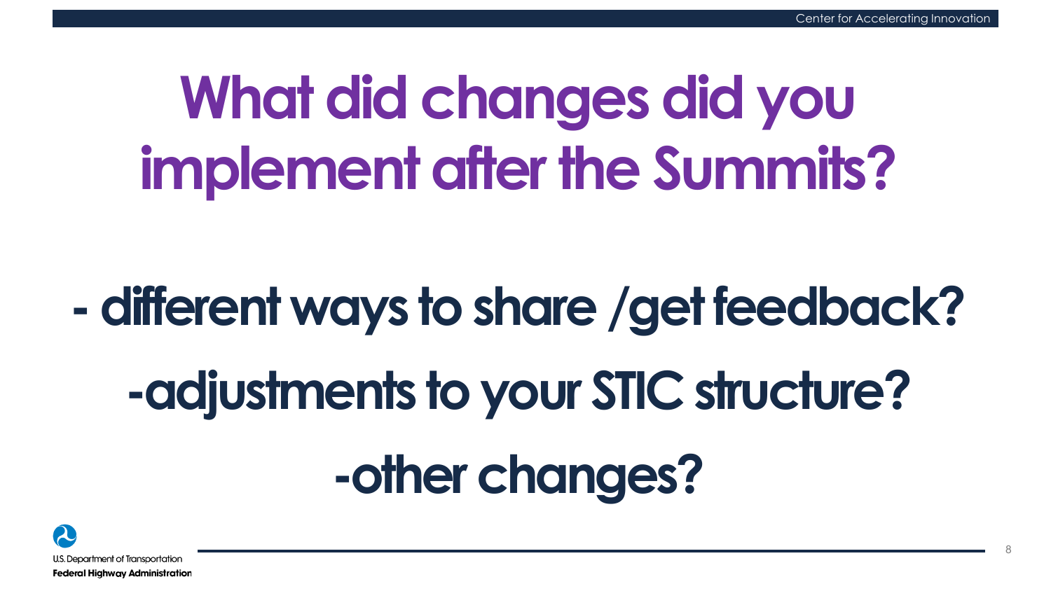# What did changes did you implement after the Summits?

- different ways to share /get feedback?
- adjustments to your STIC structure?
- other changes?